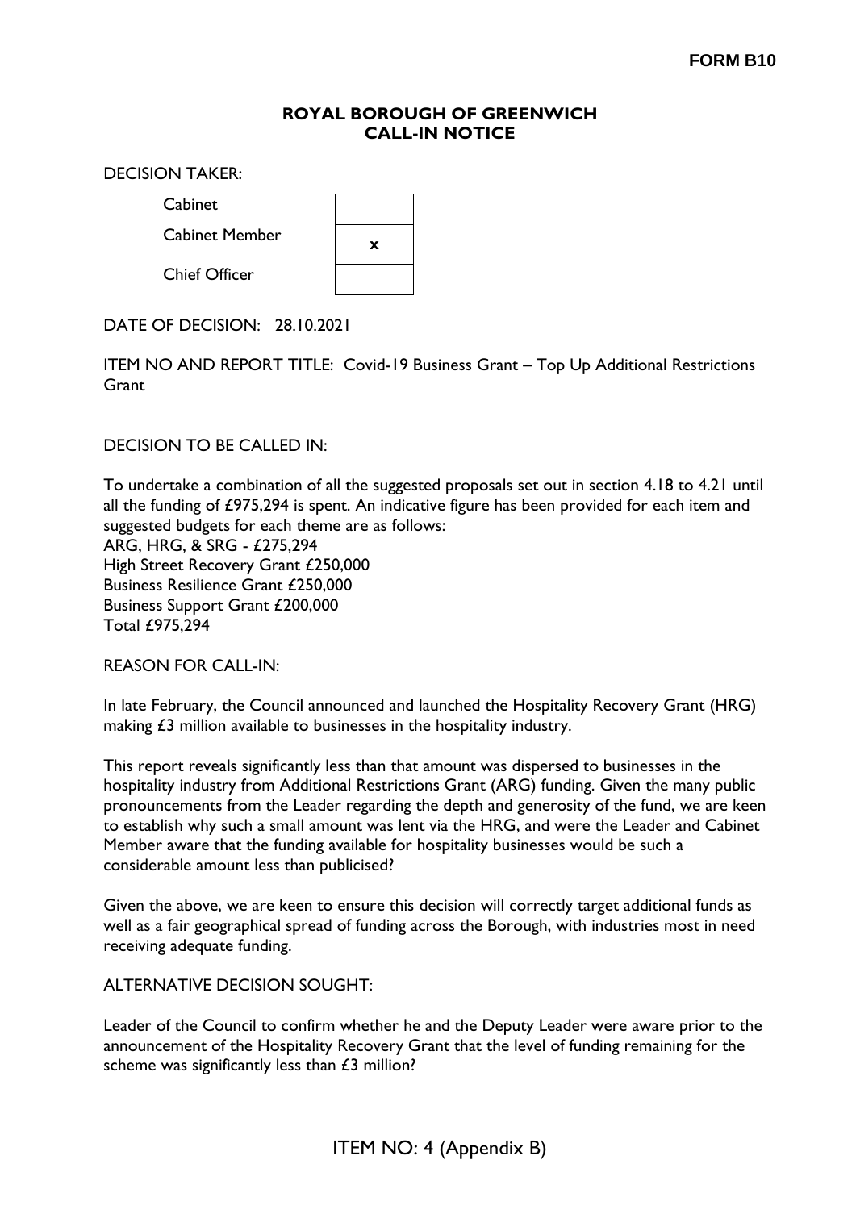**FORM B10**

# ROYAL BOROUGH OF GREENWICH
## CALL-IN NOTICE

DECISION TAKER:

| | |
|---|---|
| Cabinet | |
| Cabinet Member | x |
| Chief Officer | |

DATE OF DECISION: 28.10.2021

ITEM NO AND REPORT TITLE: Covid-19 Business Grant – Top Up Additional Restrictions Grant

DECISION TO BE CALLED IN:

To undertake a combination of all the suggested proposals set out in section 4.18 to 4.21 until all the funding of £975,294 is spent. An indicative figure has been provided for each item and suggested budgets for each theme are as follows:
ARG, HRG, & SRG - £275,294
High Street Recovery Grant £250,000
Business Resilience Grant £250,000
Business Support Grant £200,000
Total £975,294

REASON FOR CALL-IN:

In late February, the Council announced and launched the Hospitality Recovery Grant (HRG) making £3 million available to businesses in the hospitality industry.

This report reveals significantly less than that amount was dispersed to businesses in the hospitality industry from Additional Restrictions Grant (ARG) funding. Given the many public pronouncements from the Leader regarding the depth and generosity of the fund, we are keen to establish why such a small amount was lent via the HRG, and were the Leader and Cabinet Member aware that the funding available for hospitality businesses would be such a considerable amount less than publicised?

Given the above, we are keen to ensure this decision will correctly target additional funds as well as a fair geographical spread of funding across the Borough, with industries most in need receiving adequate funding.

ALTERNATIVE DECISION SOUGHT:

Leader of the Council to confirm whether he and the Deputy Leader were aware prior to the announcement of the Hospitality Recovery Grant that the level of funding remaining for the scheme was significantly less than £3 million?

ITEM NO: 4 (Appendix B)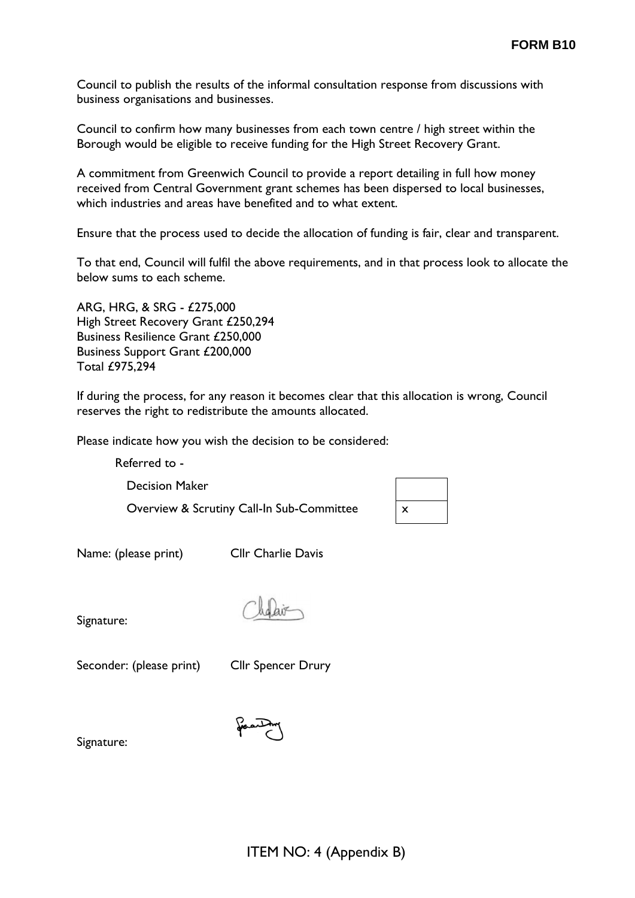Council to publish the results of the informal consultation response from discussions with business organisations and businesses.

Council to confirm how many businesses from each town centre / high street within the Borough would be eligible to receive funding for the High Street Recovery Grant.

A commitment from Greenwich Council to provide a report detailing in full how money received from Central Government grant schemes has been dispersed to local businesses, which industries and areas have benefited and to what extent.

Ensure that the process used to decide the allocation of funding is fair, clear and transparent.

To that end, Council will fulfil the above requirements, and in that process look to allocate the below sums to each scheme.

ARG, HRG, & SRG - £275,000
High Street Recovery Grant £250,294
Business Resilience Grant £250,000
Business Support Grant £200,000
Total £975,294

If during the process, for any reason it becomes clear that this allocation is wrong, Council reserves the right to redistribute the amounts allocated.

Please indicate how you wish the decision to be considered:

Referred to -

| | |
|---|---|
| Decision Maker | |
| Overview & Scrutiny Call-In Sub-Committee | x |

Name: (please print) Cllr Charlie Davis

Signature:

Seconder: (please print) Cllr Spencer Drury

Signature:

ITEM NO: 4 (Appendix B)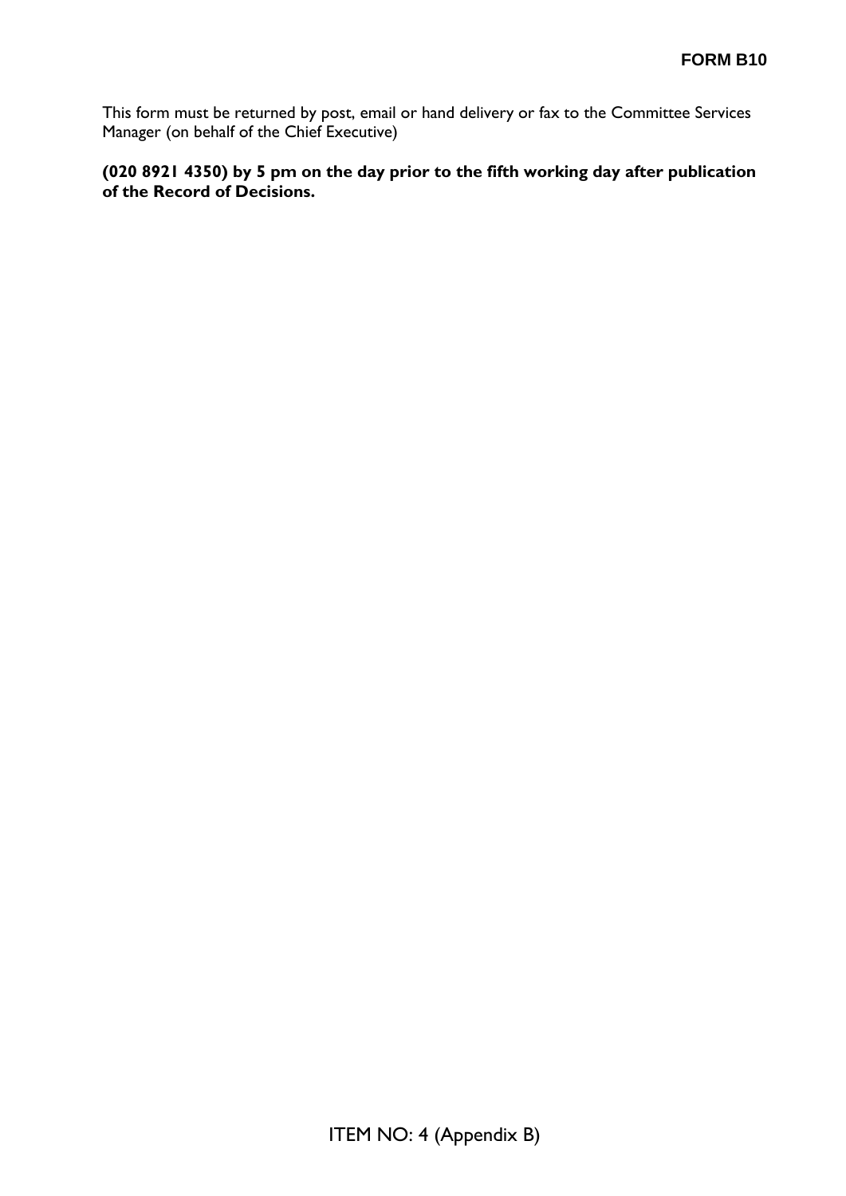**FORM B10**

This form must be returned by post, email or hand delivery or fax to the Committee Services Manager (on behalf of the Chief Executive)

**(020 8921 4350) by 5 pm on the day prior to the fifth working day after publication of the Record of Decisions.**

ITEM NO: 4 (Appendix B)